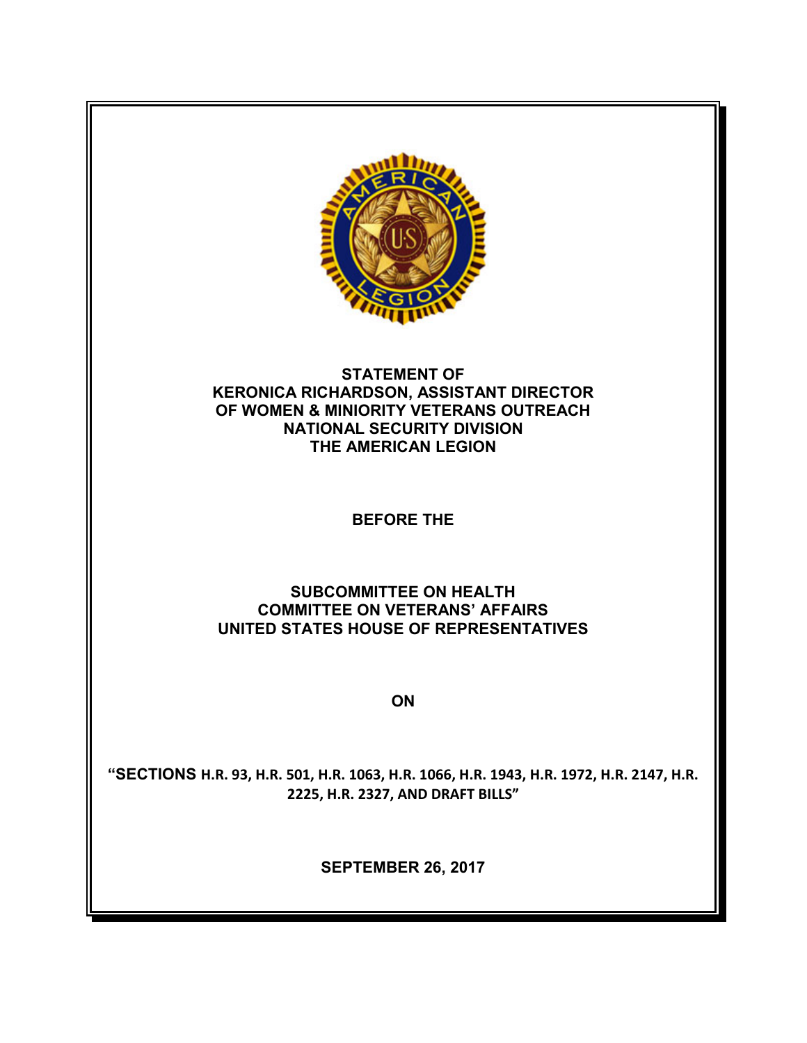**STATEMENT OF**
**KERONICA RICHARDSON, ASSISTANT DIRECTOR**
**OF WOMEN & MINIORITY VETERANS OUTREACH**
**NATIONAL SECURITY DIVISION**
**THE AMERICAN LEGION**

**BEFORE THE**

**SUBCOMMITTEE ON HEALTH**
**COMMITTEE ON VETERANS' AFFAIRS**
**UNITED STATES HOUSE OF REPRESENTATIVES**

**ON**

**"SECTIONS H.R. 93, H.R. 501, H.R. 1063, H.R. 1066, H.R. 1943, H.R. 1972, H.R. 2147, H.R. 2225, H.R. 2327, AND DRAFT BILLS"**

**SEPTEMBER 26, 2017**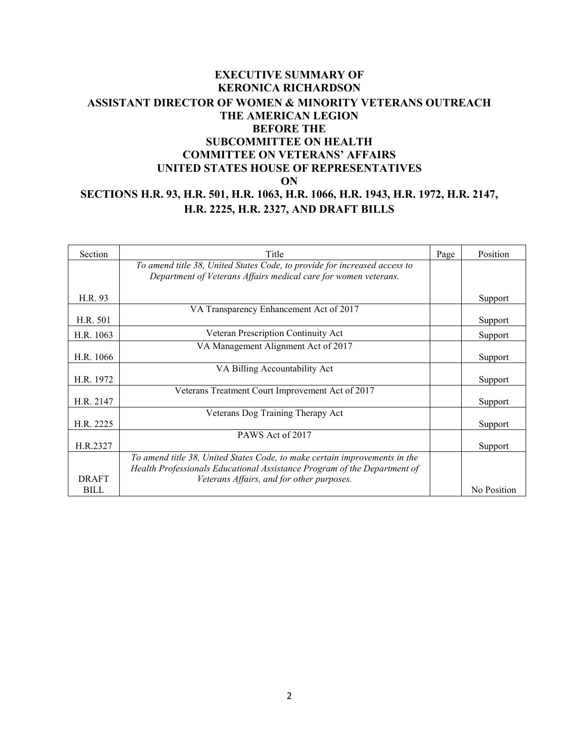**EXECUTIVE SUMMARY OF**
**KERONICA RICHARDSON**
**ASSISTANT DIRECTOR OF WOMEN & MINORITY VETERANS OUTREACH**
**THE AMERICAN LEGION**
**BEFORE THE**
**SUBCOMMITTEE ON HEALTH**
**COMMITTEE ON VETERANS' AFFAIRS**
**UNITED STATES HOUSE OF REPRESENTATIVES**
**ON**
**SECTIONS H.R. 93, H.R. 501, H.R. 1063, H.R. 1066, H.R. 1943, H.R. 1972, H.R. 2147, H.R. 2225, H.R. 2327, AND DRAFT BILLS**

| Section | Title | Page | Position |
|---|---|---|---|
| H.R. 93 | *To amend title 38, United States Code, to provide for increased access to Department of Veterans Affairs medical care for women veterans.* | | Support |
| H.R. 501 | VA Transparency Enhancement Act of 2017 | | Support |
| H.R. 1063 | Veteran Prescription Continuity Act | | Support |
| H.R. 1066 | VA Management Alignment Act of 2017 | | Support |
| H.R. 1972 | VA Billing Accountability Act | | Support |
| H.R. 2147 | Veterans Treatment Court Improvement Act of 2017 | | Support |
| H.R. 2225 | Veterans Dog Training Therapy Act | | Support |
| H.R.2327 | PAWS Act of 2017 | | Support |
| DRAFT BILL | *To amend title 38, United States Code, to make certain improvements in the Health Professionals Educational Assistance Program of the Department of Veterans Affairs, and for other purposes.* | | No Position |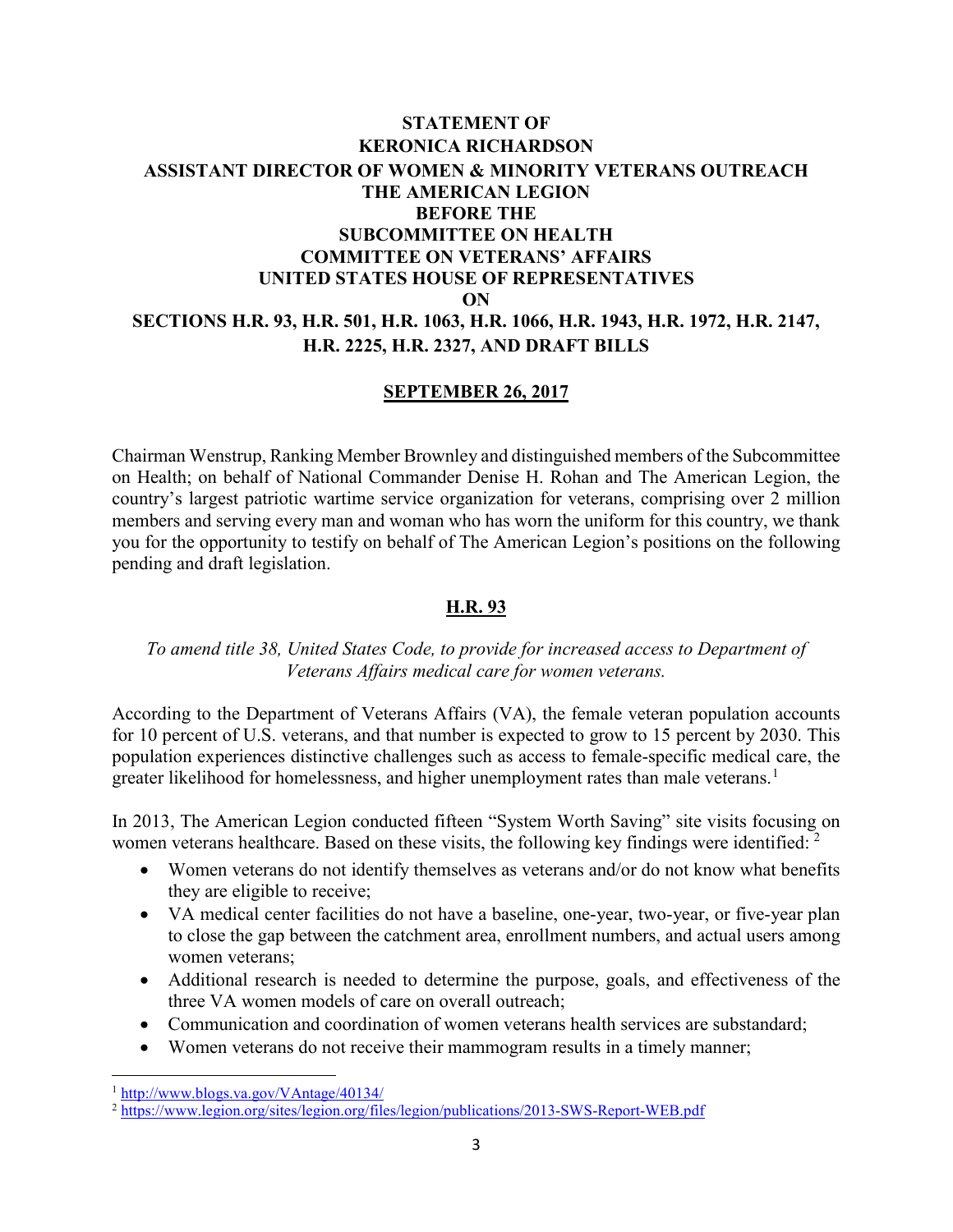**STATEMENT OF**
**KERONICA RICHARDSON**
**ASSISTANT DIRECTOR OF WOMEN & MINORITY VETERANS OUTREACH**
**THE AMERICAN LEGION**
**BEFORE THE**
**SUBCOMMITTEE ON HEALTH**
**COMMITTEE ON VETERANS' AFFAIRS**
**UNITED STATES HOUSE OF REPRESENTATIVES**
**ON**
**SECTIONS H.R. 93, H.R. 501, H.R. 1063, H.R. 1066, H.R. 1943, H.R. 1972, H.R. 2147, H.R. 2225, H.R. 2327, AND DRAFT BILLS**

**SEPTEMBER 26, 2017**

Chairman Wenstrup, Ranking Member Brownley and distinguished members of the Subcommittee on Health; on behalf of National Commander Denise H. Rohan and The American Legion, the country's largest patriotic wartime service organization for veterans, comprising over 2 million members and serving every man and woman who has worn the uniform for this country, we thank you for the opportunity to testify on behalf of The American Legion's positions on the following pending and draft legislation.

## H.R. 93

*To amend title 38, United States Code, to provide for increased access to Department of Veterans Affairs medical care for women veterans.*

According to the Department of Veterans Affairs (VA), the female veteran population accounts for 10 percent of U.S. veterans, and that number is expected to grow to 15 percent by 2030. This population experiences distinctive challenges such as access to female-specific medical care, the greater likelihood for homelessness, and higher unemployment rates than male veterans.[1]

In 2013, The American Legion conducted fifteen "System Worth Saving" site visits focusing on women veterans healthcare. Based on these visits, the following key findings were identified: [2]

- Women veterans do not identify themselves as veterans and/or do not know what benefits they are eligible to receive;
- VA medical center facilities do not have a baseline, one-year, two-year, or five-year plan to close the gap between the catchment area, enrollment numbers, and actual users among women veterans;
- Additional research is needed to determine the purpose, goals, and effectiveness of the three VA women models of care on overall outreach;
- Communication and coordination of women veterans health services are substandard;
- Women veterans do not receive their mammogram results in a timely manner;

---

[1] http://www.blogs.va.gov/VAntage/40134/

[2] https://www.legion.org/sites/legion.org/files/legion/publications/2013-SWS-Report-WEB.pdf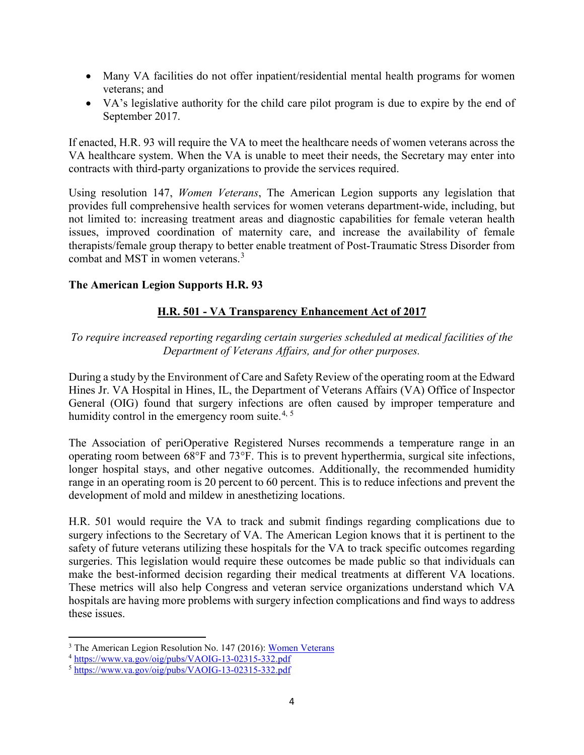- Many VA facilities do not offer inpatient/residential mental health programs for women veterans; and
- VA's legislative authority for the child care pilot program is due to expire by the end of September 2017.

If enacted, H.R. 93 will require the VA to meet the healthcare needs of women veterans across the VA healthcare system. When the VA is unable to meet their needs, the Secretary may enter into contracts with third-party organizations to provide the services required.

Using resolution 147, *Women Veterans*, The American Legion supports any legislation that provides full comprehensive health services for women veterans department-wide, including, but not limited to: increasing treatment areas and diagnostic capabilities for female veteran health issues, improved coordination of maternity care, and increase the availability of female therapists/female group therapy to better enable treatment of Post-Traumatic Stress Disorder from combat and MST in women veterans.[3]

**The American Legion Supports H.R. 93**

## H.R. 501 - VA Transparency Enhancement Act of 2017

*To require increased reporting regarding certain surgeries scheduled at medical facilities of the Department of Veterans Affairs, and for other purposes.*

During a study by the Environment of Care and Safety Review of the operating room at the Edward Hines Jr. VA Hospital in Hines, IL, the Department of Veterans Affairs (VA) Office of Inspector General (OIG) found that surgery infections are often caused by improper temperature and humidity control in the emergency room suite.[4, 5]

The Association of periOperative Registered Nurses recommends a temperature range in an operating room between 68°F and 73°F. This is to prevent hyperthermia, surgical site infections, longer hospital stays, and other negative outcomes. Additionally, the recommended humidity range in an operating room is 20 percent to 60 percent. This is to reduce infections and prevent the development of mold and mildew in anesthetizing locations.

H.R. 501 would require the VA to track and submit findings regarding complications due to surgery infections to the Secretary of VA. The American Legion knows that it is pertinent to the safety of future veterans utilizing these hospitals for the VA to track specific outcomes regarding surgeries. This legislation would require these outcomes be made public so that individuals can make the best-informed decision regarding their medical treatments at different VA locations. These metrics will also help Congress and veteran service organizations understand which VA hospitals are having more problems with surgery infection complications and find ways to address these issues.

---

[3] The American Legion Resolution No. 147 (2016): Women Veterans

[4] https://www.va.gov/oig/pubs/VAOIG-13-02315-332.pdf

[5] https://www.va.gov/oig/pubs/VAOIG-13-02315-332.pdf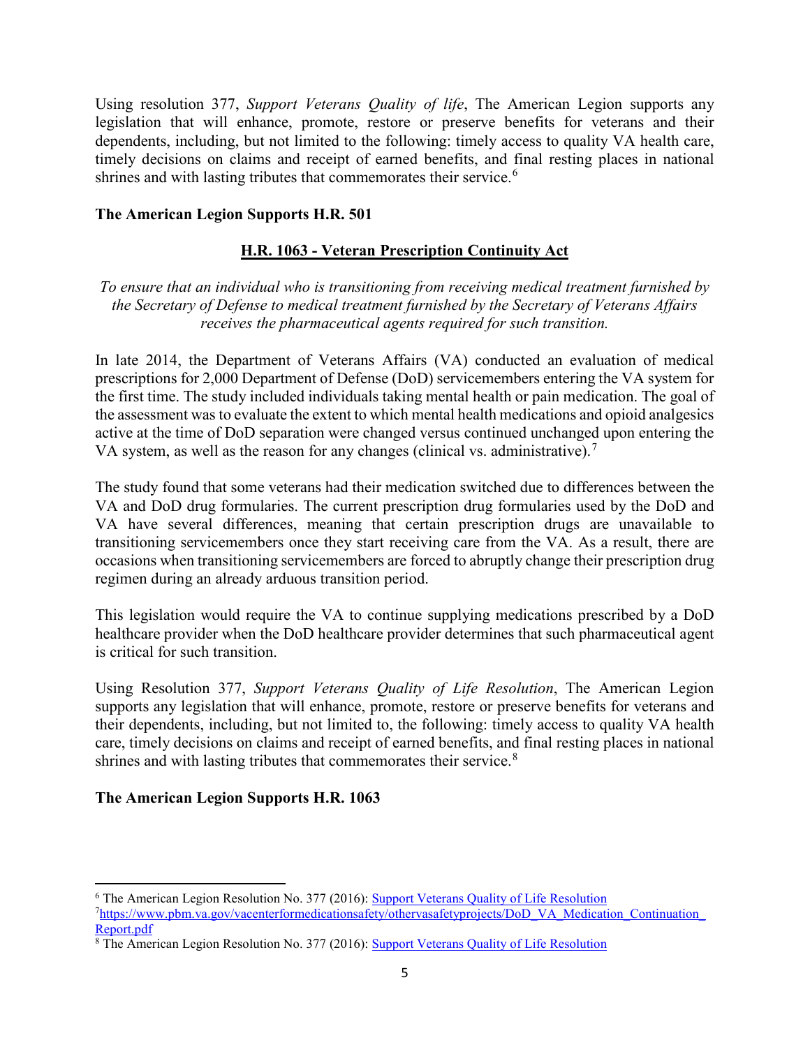Using resolution 377, *Support Veterans Quality of life*, The American Legion supports any legislation that will enhance, promote, restore or preserve benefits for veterans and their dependents, including, but not limited to the following: timely access to quality VA health care, timely decisions on claims and receipt of earned benefits, and final resting places in national shrines and with lasting tributes that commemorates their service.[6]

**The American Legion Supports H.R. 501**

## H.R. 1063 - Veteran Prescription Continuity Act

*To ensure that an individual who is transitioning from receiving medical treatment furnished by the Secretary of Defense to medical treatment furnished by the Secretary of Veterans Affairs receives the pharmaceutical agents required for such transition.*

In late 2014, the Department of Veterans Affairs (VA) conducted an evaluation of medical prescriptions for 2,000 Department of Defense (DoD) servicemembers entering the VA system for the first time. The study included individuals taking mental health or pain medication. The goal of the assessment was to evaluate the extent to which mental health medications and opioid analgesics active at the time of DoD separation were changed versus continued unchanged upon entering the VA system, as well as the reason for any changes (clinical vs. administrative).[7]

The study found that some veterans had their medication switched due to differences between the VA and DoD drug formularies. The current prescription drug formularies used by the DoD and VA have several differences, meaning that certain prescription drugs are unavailable to transitioning servicemembers once they start receiving care from the VA. As a result, there are occasions when transitioning servicemembers are forced to abruptly change their prescription drug regimen during an already arduous transition period.

This legislation would require the VA to continue supplying medications prescribed by a DoD healthcare provider when the DoD healthcare provider determines that such pharmaceutical agent is critical for such transition.

Using Resolution 377, *Support Veterans Quality of Life Resolution*, The American Legion supports any legislation that will enhance, promote, restore or preserve benefits for veterans and their dependents, including, but not limited to, the following: timely access to quality VA health care, timely decisions on claims and receipt of earned benefits, and final resting places in national shrines and with lasting tributes that commemorates their service.[8]

**The American Legion Supports H.R. 1063**

---

[6] The American Legion Resolution No. 377 (2016): Support Veterans Quality of Life Resolution

[7] https://www.pbm.va.gov/vacenterformedicationsafety/othervasafetyprojects/DoD_VA_Medication_Continuation_Report.pdf

[8] The American Legion Resolution No. 377 (2016): Support Veterans Quality of Life Resolution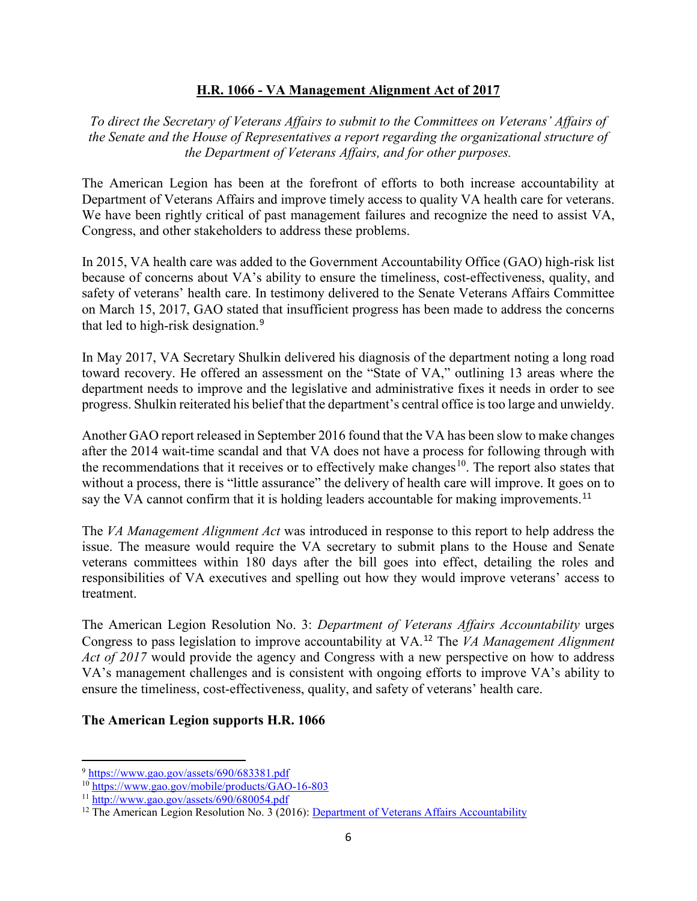## H.R. 1066 - VA Management Alignment Act of 2017

*To direct the Secretary of Veterans Affairs to submit to the Committees on Veterans' Affairs of the Senate and the House of Representatives a report regarding the organizational structure of the Department of Veterans Affairs, and for other purposes.*

The American Legion has been at the forefront of efforts to both increase accountability at Department of Veterans Affairs and improve timely access to quality VA health care for veterans. We have been rightly critical of past management failures and recognize the need to assist VA, Congress, and other stakeholders to address these problems.

In 2015, VA health care was added to the Government Accountability Office (GAO) high-risk list because of concerns about VA's ability to ensure the timeliness, cost-effectiveness, quality, and safety of veterans' health care. In testimony delivered to the Senate Veterans Affairs Committee on March 15, 2017, GAO stated that insufficient progress has been made to address the concerns that led to high-risk designation.[9]

In May 2017, VA Secretary Shulkin delivered his diagnosis of the department noting a long road toward recovery. He offered an assessment on the "State of VA," outlining 13 areas where the department needs to improve and the legislative and administrative fixes it needs in order to see progress. Shulkin reiterated his belief that the department's central office is too large and unwieldy.

Another GAO report released in September 2016 found that the VA has been slow to make changes after the 2014 wait-time scandal and that VA does not have a process for following through with the recommendations that it receives or to effectively make changes[10]. The report also states that without a process, there is "little assurance" the delivery of health care will improve. It goes on to say the VA cannot confirm that it is holding leaders accountable for making improvements.[11]

The *VA Management Alignment Act* was introduced in response to this report to help address the issue. The measure would require the VA secretary to submit plans to the House and Senate veterans committees within 180 days after the bill goes into effect, detailing the roles and responsibilities of VA executives and spelling out how they would improve veterans' access to treatment.

The American Legion Resolution No. 3: *Department of Veterans Affairs Accountability* urges Congress to pass legislation to improve accountability at VA.[12] The *VA Management Alignment Act of 2017* would provide the agency and Congress with a new perspective on how to address VA's management challenges and is consistent with ongoing efforts to improve VA's ability to ensure the timeliness, cost-effectiveness, quality, and safety of veterans' health care.

**The American Legion supports H.R. 1066**

---

[9] https://www.gao.gov/assets/690/683381.pdf
[10] https://www.gao.gov/mobile/products/GAO-16-803
[11] http://www.gao.gov/assets/690/680054.pdf
[12] The American Legion Resolution No. 3 (2016): Department of Veterans Affairs Accountability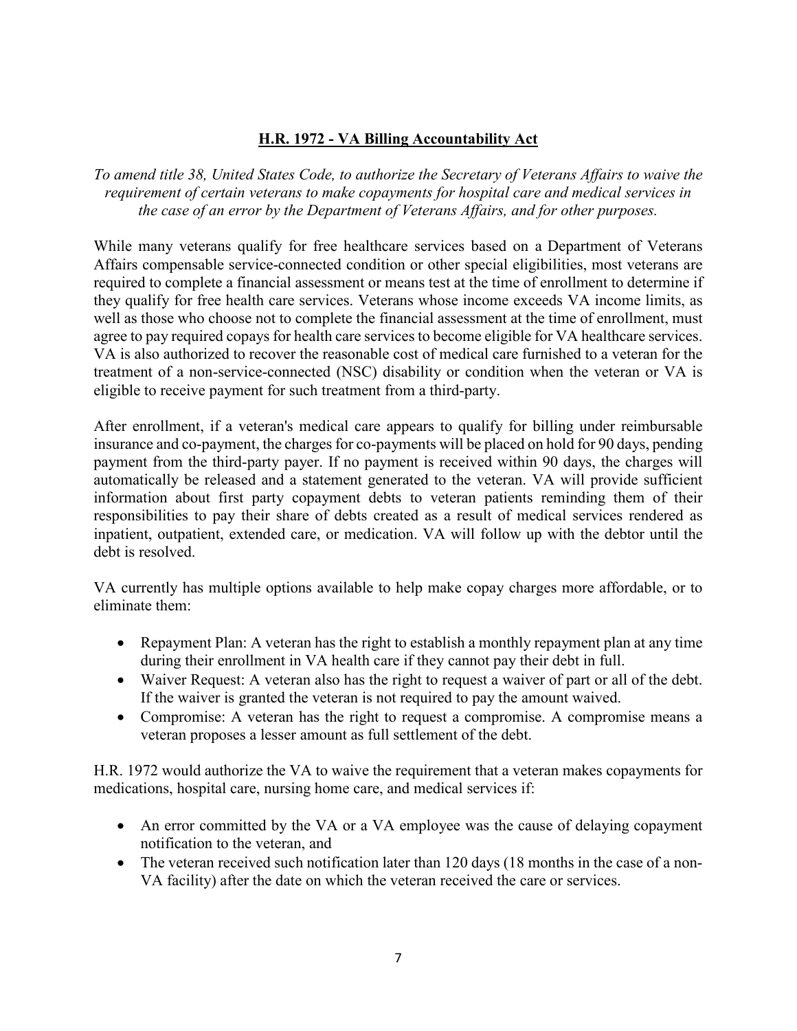## H.R. 1972 - VA Billing Accountability Act

*To amend title 38, United States Code, to authorize the Secretary of Veterans Affairs to waive the requirement of certain veterans to make copayments for hospital care and medical services in the case of an error by the Department of Veterans Affairs, and for other purposes.*

While many veterans qualify for free healthcare services based on a Department of Veterans Affairs compensable service-connected condition or other special eligibilities, most veterans are required to complete a financial assessment or means test at the time of enrollment to determine if they qualify for free health care services. Veterans whose income exceeds VA income limits, as well as those who choose not to complete the financial assessment at the time of enrollment, must agree to pay required copays for health care services to become eligible for VA healthcare services. VA is also authorized to recover the reasonable cost of medical care furnished to a veteran for the treatment of a non-service-connected (NSC) disability or condition when the veteran or VA is eligible to receive payment for such treatment from a third-party.

After enrollment, if a veteran's medical care appears to qualify for billing under reimbursable insurance and co-payment, the charges for co-payments will be placed on hold for 90 days, pending payment from the third-party payer. If no payment is received within 90 days, the charges will automatically be released and a statement generated to the veteran. VA will provide sufficient information about first party copayment debts to veteran patients reminding them of their responsibilities to pay their share of debts created as a result of medical services rendered as inpatient, outpatient, extended care, or medication. VA will follow up with the debtor until the debt is resolved.

VA currently has multiple options available to help make copay charges more affordable, or to eliminate them:

- Repayment Plan: A veteran has the right to establish a monthly repayment plan at any time during their enrollment in VA health care if they cannot pay their debt in full.
- Waiver Request: A veteran also has the right to request a waiver of part or all of the debt. If the waiver is granted the veteran is not required to pay the amount waived.
- Compromise: A veteran has the right to request a compromise. A compromise means a veteran proposes a lesser amount as full settlement of the debt.

H.R. 1972 would authorize the VA to waive the requirement that a veteran makes copayments for medications, hospital care, nursing home care, and medical services if:

- An error committed by the VA or a VA employee was the cause of delaying copayment notification to the veteran, and
- The veteran received such notification later than 120 days (18 months in the case of a non-VA facility) after the date on which the veteran received the care or services.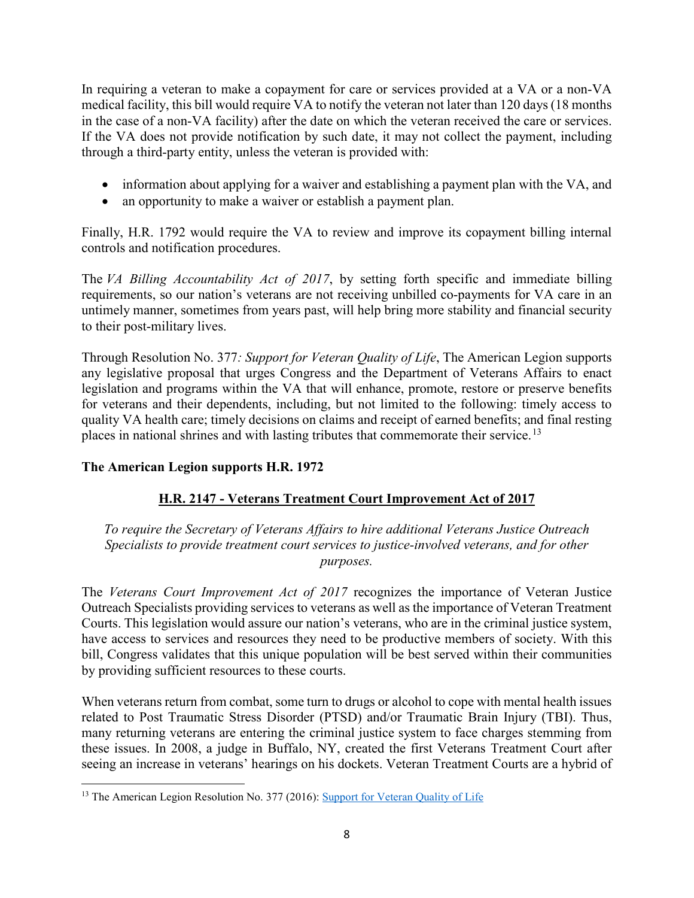In requiring a veteran to make a copayment for care or services provided at a VA or a non-VA medical facility, this bill would require VA to notify the veteran not later than 120 days (18 months in the case of a non-VA facility) after the date on which the veteran received the care or services. If the VA does not provide notification by such date, it may not collect the payment, including through a third-party entity, unless the veteran is provided with:

- information about applying for a waiver and establishing a payment plan with the VA, and
- an opportunity to make a waiver or establish a payment plan.

Finally, H.R. 1792 would require the VA to review and improve its copayment billing internal controls and notification procedures.

The *VA Billing Accountability Act of 2017*, by setting forth specific and immediate billing requirements, so our nation's veterans are not receiving unbilled co-payments for VA care in an untimely manner, sometimes from years past, will help bring more stability and financial security to their post-military lives.

Through Resolution No. 377*: Support for Veteran Quality of Life*, The American Legion supports any legislative proposal that urges Congress and the Department of Veterans Affairs to enact legislation and programs within the VA that will enhance, promote, restore or preserve benefits for veterans and their dependents, including, but not limited to the following: timely access to quality VA health care; timely decisions on claims and receipt of earned benefits; and final resting places in national shrines and with lasting tributes that commemorate their service.[13]

**The American Legion supports H.R. 1972**

## H.R. 2147 - Veterans Treatment Court Improvement Act of 2017

*To require the Secretary of Veterans Affairs to hire additional Veterans Justice Outreach Specialists to provide treatment court services to justice-involved veterans, and for other purposes.*

The *Veterans Court Improvement Act of 2017* recognizes the importance of Veteran Justice Outreach Specialists providing services to veterans as well as the importance of Veteran Treatment Courts. This legislation would assure our nation's veterans, who are in the criminal justice system, have access to services and resources they need to be productive members of society. With this bill, Congress validates that this unique population will be best served within their communities by providing sufficient resources to these courts.

When veterans return from combat, some turn to drugs or alcohol to cope with mental health issues related to Post Traumatic Stress Disorder (PTSD) and/or Traumatic Brain Injury (TBI). Thus, many returning veterans are entering the criminal justice system to face charges stemming from these issues. In 2008, a judge in Buffalo, NY, created the first Veterans Treatment Court after seeing an increase in veterans' hearings on his dockets. Veteran Treatment Courts are a hybrid of

[13] The American Legion Resolution No. 377 (2016): Support for Veteran Quality of Life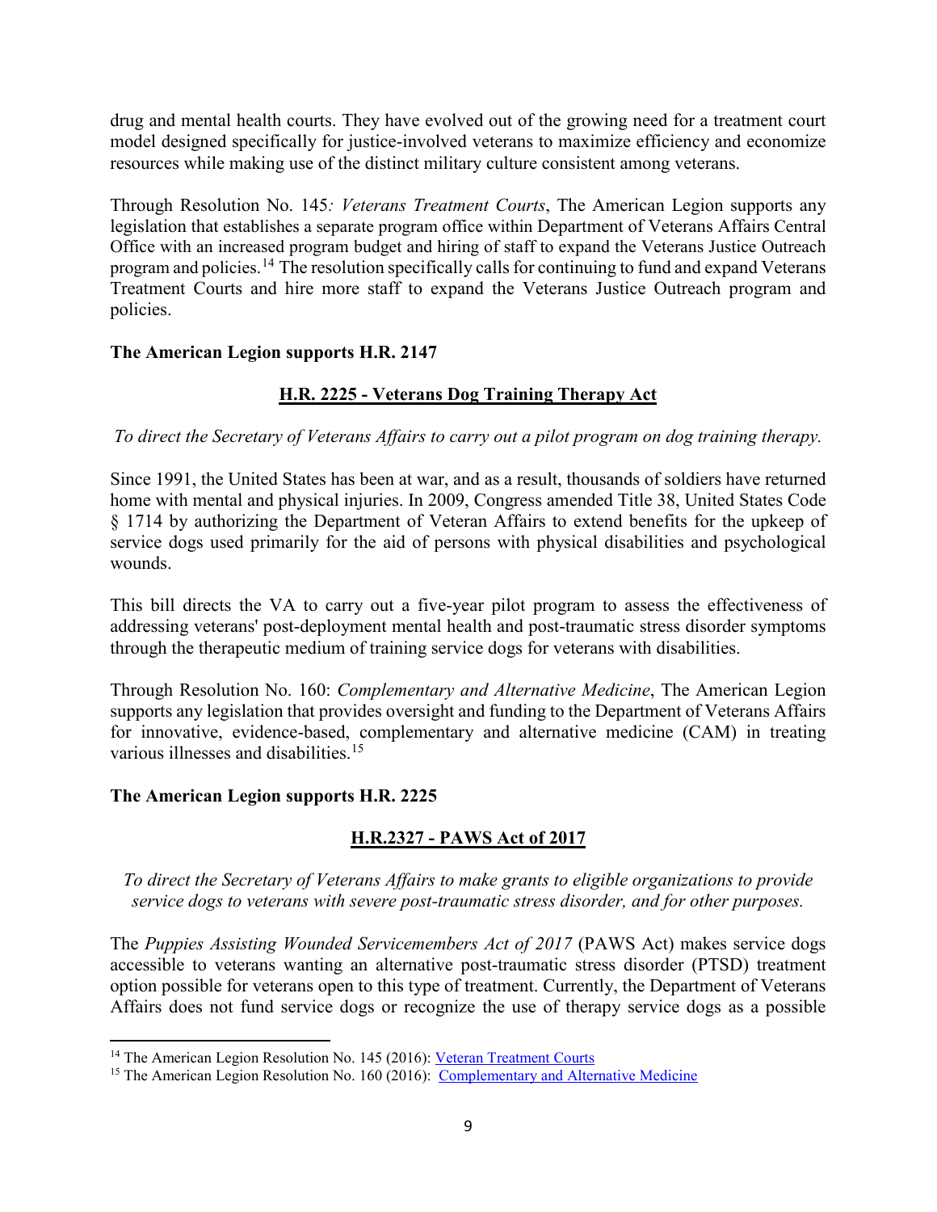drug and mental health courts. They have evolved out of the growing need for a treatment court model designed specifically for justice-involved veterans to maximize efficiency and economize resources while making use of the distinct military culture consistent among veterans.

Through Resolution No. 145*: Veterans Treatment Courts*, The American Legion supports any legislation that establishes a separate program office within Department of Veterans Affairs Central Office with an increased program budget and hiring of staff to expand the Veterans Justice Outreach program and policies.[14] The resolution specifically calls for continuing to fund and expand Veterans Treatment Courts and hire more staff to expand the Veterans Justice Outreach program and policies.

**The American Legion supports H.R. 2147**

## H.R. 2225 - Veterans Dog Training Therapy Act

*To direct the Secretary of Veterans Affairs to carry out a pilot program on dog training therapy.*

Since 1991, the United States has been at war, and as a result, thousands of soldiers have returned home with mental and physical injuries. In 2009, Congress amended Title 38, United States Code § 1714 by authorizing the Department of Veteran Affairs to extend benefits for the upkeep of service dogs used primarily for the aid of persons with physical disabilities and psychological wounds.

This bill directs the VA to carry out a five-year pilot program to assess the effectiveness of addressing veterans' post-deployment mental health and post-traumatic stress disorder symptoms through the therapeutic medium of training service dogs for veterans with disabilities.

Through Resolution No. 160: *Complementary and Alternative Medicine*, The American Legion supports any legislation that provides oversight and funding to the Department of Veterans Affairs for innovative, evidence-based, complementary and alternative medicine (CAM) in treating various illnesses and disabilities.[15]

**The American Legion supports H.R. 2225**

## H.R.2327 - PAWS Act of 2017

*To direct the Secretary of Veterans Affairs to make grants to eligible organizations to provide service dogs to veterans with severe post-traumatic stress disorder, and for other purposes.*

The *Puppies Assisting Wounded Servicemembers Act of 2017* (PAWS Act) makes service dogs accessible to veterans wanting an alternative post-traumatic stress disorder (PTSD) treatment option possible for veterans open to this type of treatment. Currently, the Department of Veterans Affairs does not fund service dogs or recognize the use of therapy service dogs as a possible

---

[14] The American Legion Resolution No. 145 (2016): Veteran Treatment Courts

[15] The American Legion Resolution No. 160 (2016): Complementary and Alternative Medicine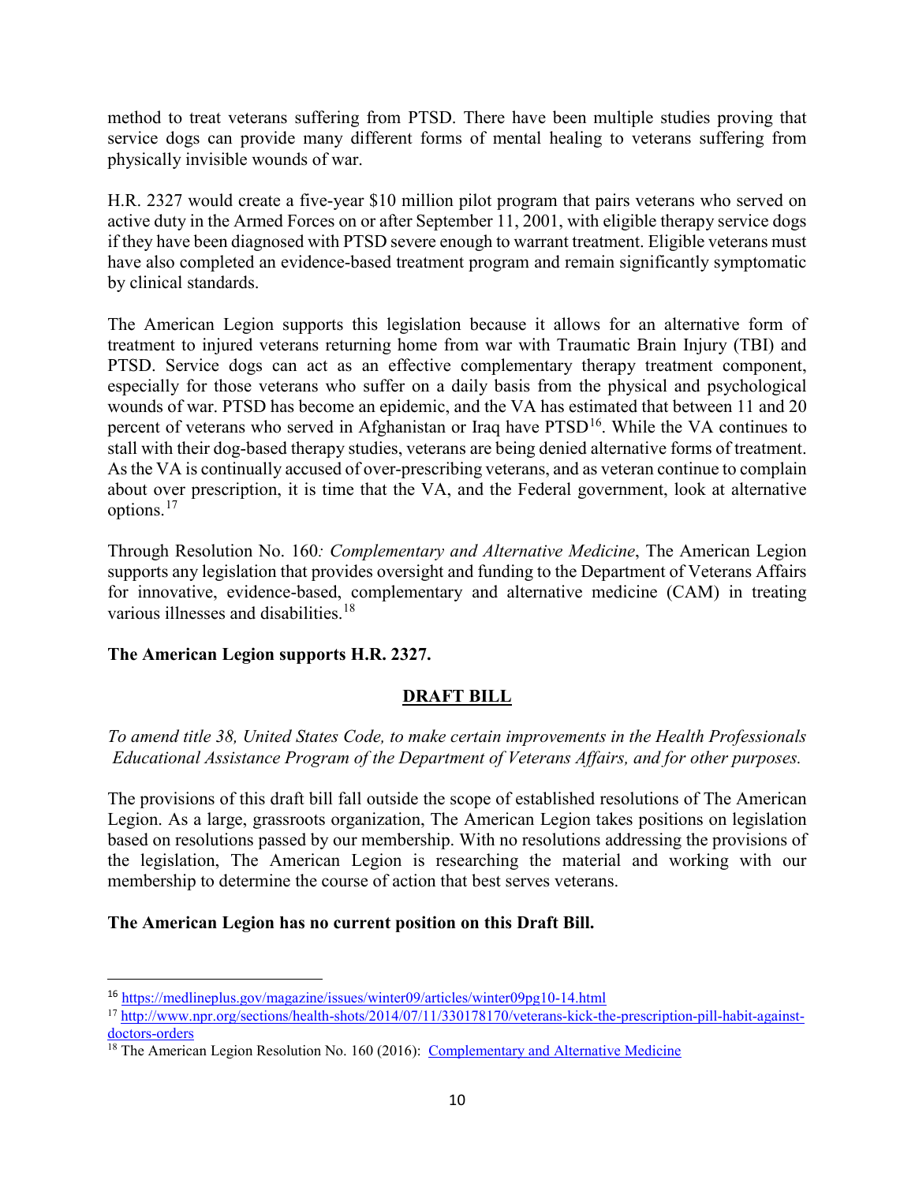method to treat veterans suffering from PTSD. There have been multiple studies proving that service dogs can provide many different forms of mental healing to veterans suffering from physically invisible wounds of war.

H.R. 2327 would create a five-year $10 million pilot program that pairs veterans who served on active duty in the Armed Forces on or after September 11, 2001, with eligible therapy service dogs if they have been diagnosed with PTSD severe enough to warrant treatment. Eligible veterans must have also completed an evidence-based treatment program and remain significantly symptomatic by clinical standards.

The American Legion supports this legislation because it allows for an alternative form of treatment to injured veterans returning home from war with Traumatic Brain Injury (TBI) and PTSD. Service dogs can act as an effective complementary therapy treatment component, especially for those veterans who suffer on a daily basis from the physical and psychological wounds of war. PTSD has become an epidemic, and the VA has estimated that between 11 and 20 percent of veterans who served in Afghanistan or Iraq have PTSD[16]. While the VA continues to stall with their dog-based therapy studies, veterans are being denied alternative forms of treatment. As the VA is continually accused of over-prescribing veterans, and as veteran continue to complain about over prescription, it is time that the VA, and the Federal government, look at alternative options.[17]

Through Resolution No. 160*: Complementary and Alternative Medicine*, The American Legion supports any legislation that provides oversight and funding to the Department of Veterans Affairs for innovative, evidence-based, complementary and alternative medicine (CAM) in treating various illnesses and disabilities.[18]

**The American Legion supports H.R. 2327.**

## DRAFT BILL

*To amend title 38, United States Code, to make certain improvements in the Health Professionals Educational Assistance Program of the Department of Veterans Affairs, and for other purposes.*

The provisions of this draft bill fall outside the scope of established resolutions of The American Legion. As a large, grassroots organization, The American Legion takes positions on legislation based on resolutions passed by our membership. With no resolutions addressing the provisions of the legislation, The American Legion is researching the material and working with our membership to determine the course of action that best serves veterans.

**The American Legion has no current position on this Draft Bill.**

---

[16] https://medlineplus.gov/magazine/issues/winter09/articles/winter09pg10-14.html

[17] http://www.npr.org/sections/health-shots/2014/07/11/330178170/veterans-kick-the-prescription-pill-habit-against-doctors-orders

[18] The American Legion Resolution No. 160 (2016): Complementary and Alternative Medicine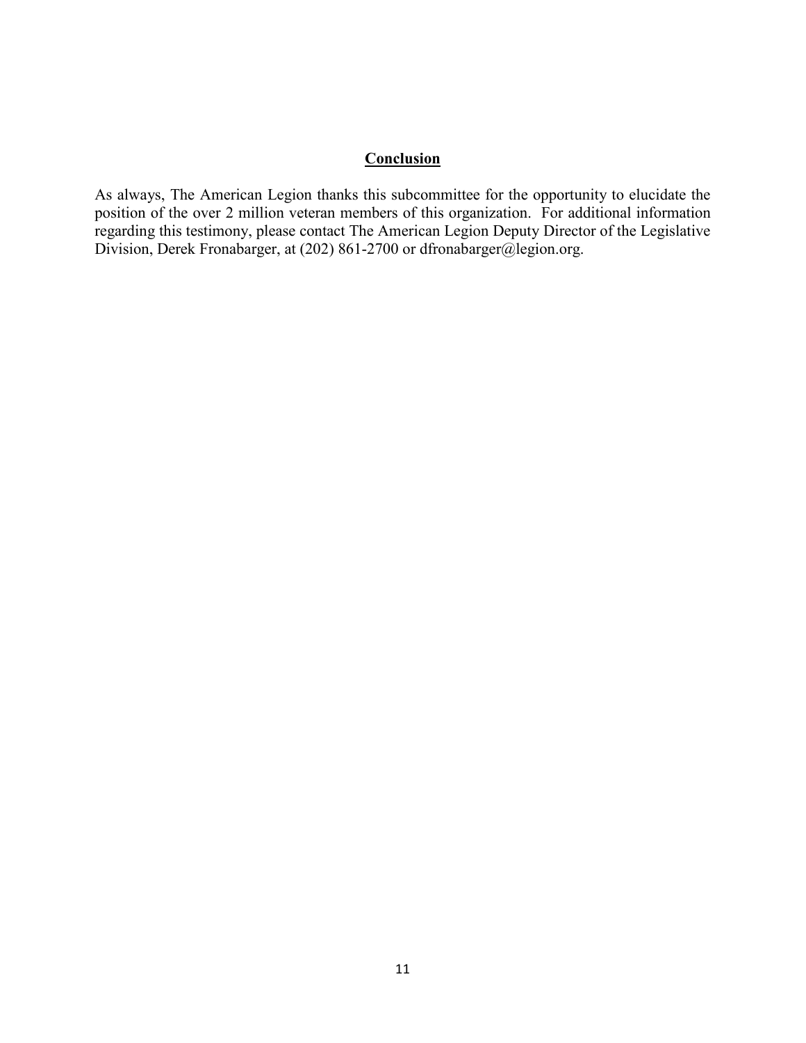## Conclusion

As always, The American Legion thanks this subcommittee for the opportunity to elucidate the position of the over 2 million veteran members of this organization. For additional information regarding this testimony, please contact The American Legion Deputy Director of the Legislative Division, Derek Fronabarger, at (202) 861-2700 or dfronabarger@legion.org.